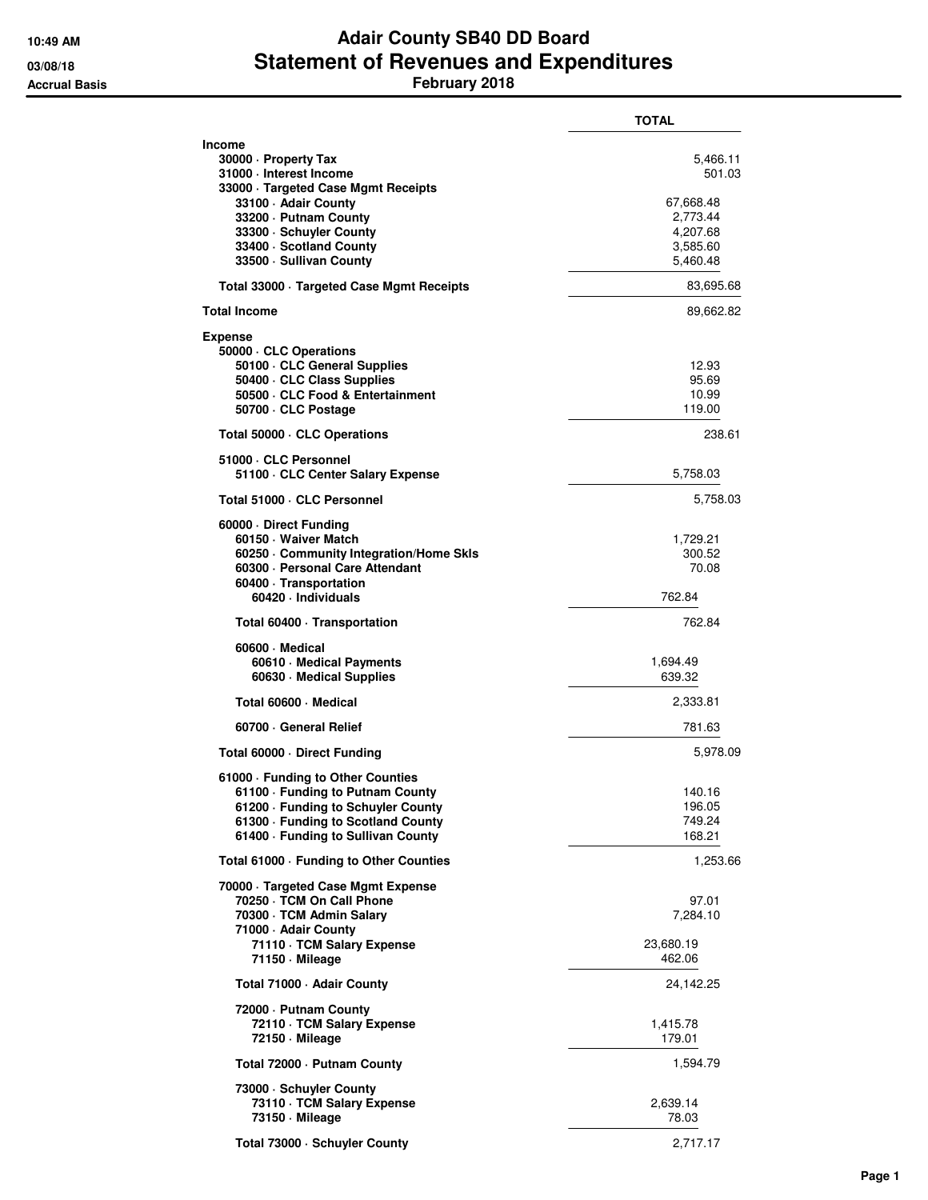# Adair County SB40 DD Board
## Statement of Revenues and Expenditures
### February 2018

10:49 AM
03/08/18
Accrual Basis

| | | TOTAL |
|---|---|---|
| **Income** | | |
| 30000 · Property Tax | | 5,466.11 |
| 31000 · Interest Income | | 501.03 |
| 33000 · Targeted Case Mgmt Receipts | | |
| 33100 · Adair County | | 67,668.48 |
| 33200 · Putnam County | | 2,773.44 |
| 33300 · Schuyler County | | 4,207.68 |
| 33400 · Scotland County | | 3,585.60 |
| 33500 · Sullivan County | | 5,460.48 |
| Total 33000 · Targeted Case Mgmt Receipts | | 83,695.68 |
| **Total Income** | | 89,662.82 |
| **Expense** | | |
| 50000 · CLC Operations | | |
| 50100 · CLC General Supplies | | 12.93 |
| 50400 · CLC Class Supplies | | 95.69 |
| 50500 · CLC Food & Entertainment | | 10.99 |
| 50700 · CLC Postage | | 119.00 |
| Total 50000 · CLC Operations | | 238.61 |
| 51000 · CLC Personnel | | |
| 51100 · CLC Center Salary Expense | | 5,758.03 |
| Total 51000 · CLC Personnel | | 5,758.03 |
| 60000 · Direct Funding | | |
| 60150 · Waiver Match | | 1,729.21 |
| 60250 · Community Integration/Home Skls | | 300.52 |
| 60300 · Personal Care Attendant | | 70.08 |
| 60400 · Transportation | | |
| 60420 · Individuals | 762.84 | |
| Total 60400 · Transportation | | 762.84 |
| 60600 · Medical | | |
| 60610 · Medical Payments | 1,694.49 | |
| 60630 · Medical Supplies | 639.32 | |
| Total 60600 · Medical | | 2,333.81 |
| 60700 · General Relief | | 781.63 |
| Total 60000 · Direct Funding | | 5,978.09 |
| 61000 · Funding to Other Counties | | |
| 61100 · Funding to Putnam County | | 140.16 |
| 61200 · Funding to Schuyler County | | 196.05 |
| 61300 · Funding to Scotland County | | 749.24 |
| 61400 · Funding to Sullivan County | | 168.21 |
| Total 61000 · Funding to Other Counties | | 1,253.66 |
| 70000 · Targeted Case Mgmt Expense | | |
| 70250 · TCM On Call Phone | | 97.01 |
| 70300 · TCM Admin Salary | | 7,284.10 |
| 71000 · Adair County | | |
| 71110 · TCM Salary Expense | 23,680.19 | |
| 71150 · Mileage | 462.06 | |
| Total 71000 · Adair County | | 24,142.25 |
| 72000 · Putnam County | | |
| 72110 · TCM Salary Expense | 1,415.78 | |
| 72150 · Mileage | 179.01 | |
| Total 72000 · Putnam County | | 1,594.79 |
| 73000 · Schuyler County | | |
| 73110 · TCM Salary Expense | 2,639.14 | |
| 73150 · Mileage | 78.03 | |
| Total 73000 · Schuyler County | | 2,717.17 |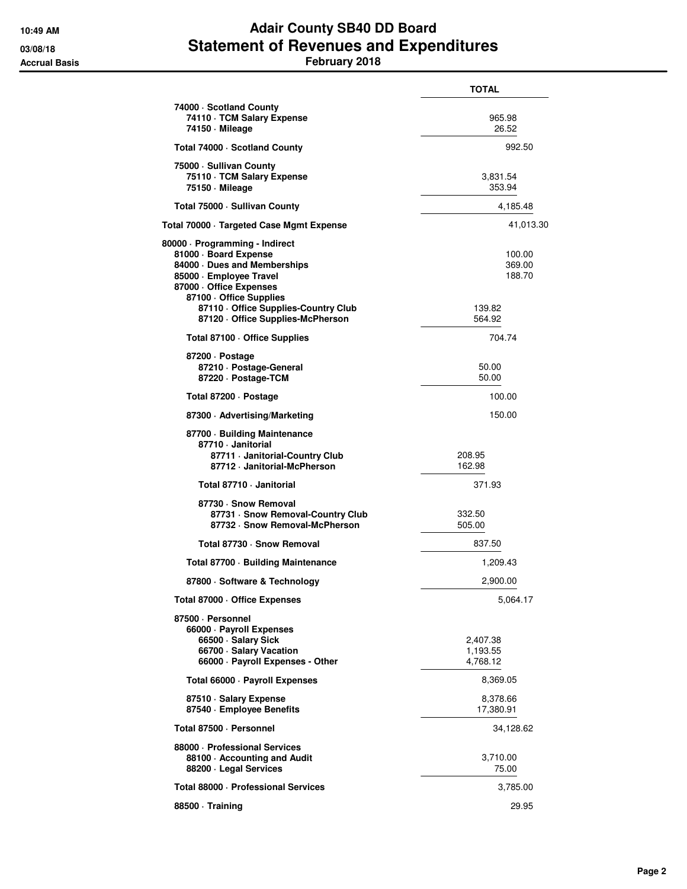# Adair County SB40 DD Board
## Statement of Revenues and Expenditures
### February 2018

10:49 AM
03/08/18
Accrual Basis

| | TOTAL |
|---|---|
| 74000 · Scotland County | |
| 74110 · TCM Salary Expense | 965.98 |
| 74150 · Mileage | 26.52 |
| Total 74000 · Scotland County | 992.50 |
| 75000 · Sullivan County | |
| 75110 · TCM Salary Expense | 3,831.54 |
| 75150 · Mileage | 353.94 |
| Total 75000 · Sullivan County | 4,185.48 |
| Total 70000 · Targeted Case Mgmt Expense | 41,013.30 |
| 80000 · Programming - Indirect | |
| 81000 · Board Expense | 100.00 |
| 84000 · Dues and Memberships | 369.00 |
| 85000 · Employee Travel | 188.70 |
| 87000 · Office Expenses | |
| 87100 · Office Supplies | |
| 87110 · Office Supplies-Country Club | 139.82 |
| 87120 · Office Supplies-McPherson | 564.92 |
| Total 87100 · Office Supplies | 704.74 |
| 87200 · Postage | |
| 87210 · Postage-General | 50.00 |
| 87220 · Postage-TCM | 50.00 |
| Total 87200 · Postage | 100.00 |
| 87300 · Advertising/Marketing | 150.00 |
| 87700 · Building Maintenance | |
| 87710 · Janitorial | |
| 87711 · Janitorial-Country Club | 208.95 |
| 87712 · Janitorial-McPherson | 162.98 |
| Total 87710 · Janitorial | 371.93 |
| 87730 · Snow Removal | |
| 87731 · Snow Removal-Country Club | 332.50 |
| 87732 · Snow Removal-McPherson | 505.00 |
| Total 87730 · Snow Removal | 837.50 |
| Total 87700 · Building Maintenance | 1,209.43 |
| 87800 · Software & Technology | 2,900.00 |
| Total 87000 · Office Expenses | 5,064.17 |
| 87500 · Personnel | |
| 66000 · Payroll Expenses | |
| 66500 · Salary Sick | 2,407.38 |
| 66700 · Salary Vacation | 1,193.55 |
| 66000 · Payroll Expenses - Other | 4,768.12 |
| Total 66000 · Payroll Expenses | 8,369.05 |
| 87510 · Salary Expense | 8,378.66 |
| 87540 · Employee Benefits | 17,380.91 |
| Total 87500 · Personnel | 34,128.62 |
| 88000 · Professional Services | |
| 88100 · Accounting and Audit | 3,710.00 |
| 88200 · Legal Services | 75.00 |
| Total 88000 · Professional Services | 3,785.00 |
| 88500 · Training | 29.95 |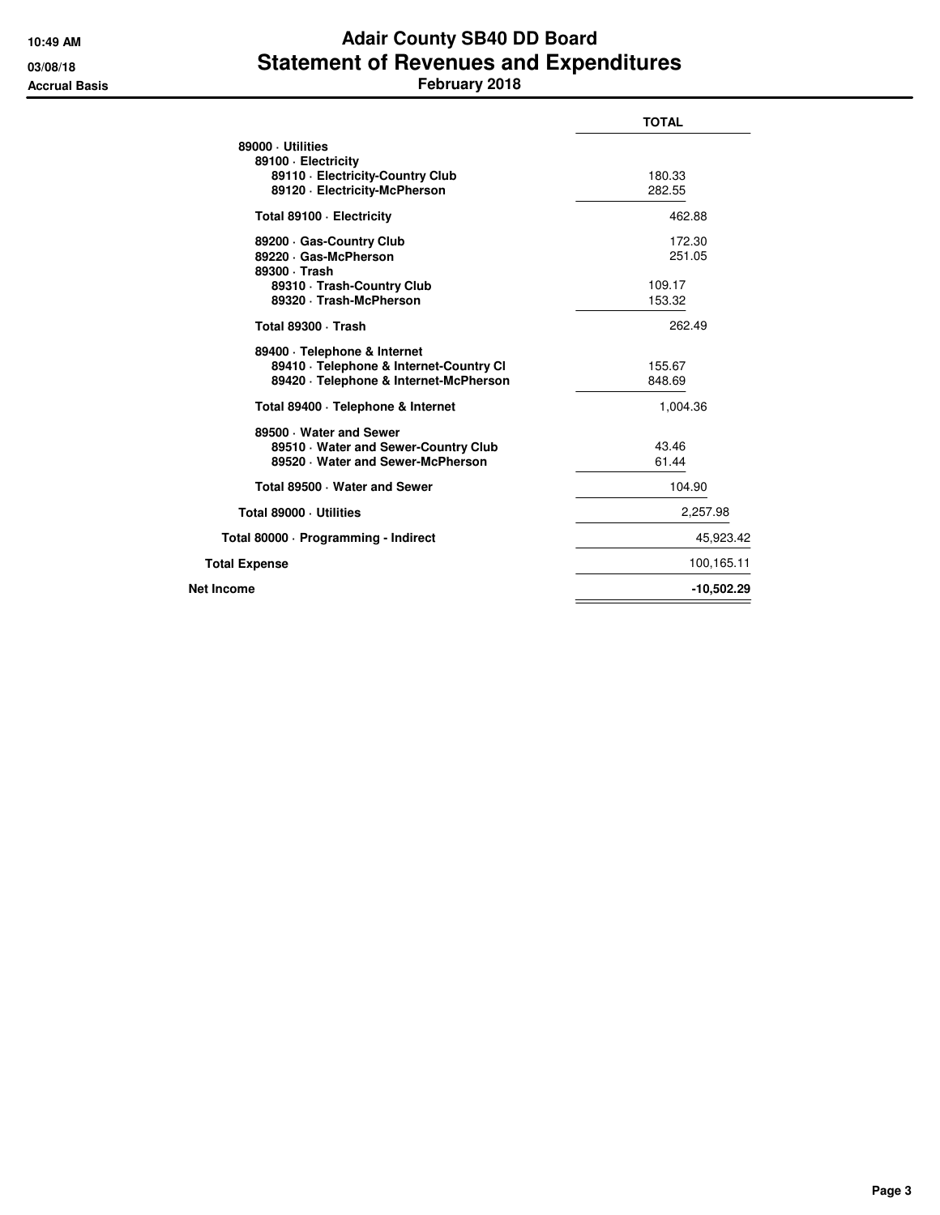# Adair County SB40 DD Board
## Statement of Revenues and Expenditures
### February 2018

10:49 AM
03/08/18
Accrual Basis

| | TOTAL |
|---|---|
| **89000 · Utilities** | |
| **89100 · Electricity** | |
| **89110 · Electricity-Country Club** | 180.33 |
| **89120 · Electricity-McPherson** | 282.55 |
| **Total 89100 · Electricity** | 462.88 |
| **89200 · Gas-Country Club** | 172.30 |
| **89220 · Gas-McPherson** | 251.05 |
| **89300 · Trash** | |
| **89310 · Trash-Country Club** | 109.17 |
| **89320 · Trash-McPherson** | 153.32 |
| **Total 89300 · Trash** | 262.49 |
| **89400 · Telephone & Internet** | |
| **89410 · Telephone & Internet-Country Cl** | 155.67 |
| **89420 · Telephone & Internet-McPherson** | 848.69 |
| **Total 89400 · Telephone & Internet** | 1,004.36 |
| **89500 · Water and Sewer** | |
| **89510 · Water and Sewer-Country Club** | 43.46 |
| **89520 · Water and Sewer-McPherson** | 61.44 |
| **Total 89500 · Water and Sewer** | 104.90 |
| **Total 89000 · Utilities** | 2,257.98 |
| **Total 80000 · Programming - Indirect** | 45,923.42 |
| **Total Expense** | 100,165.11 |
| **Net Income** | **-10,502.29** |